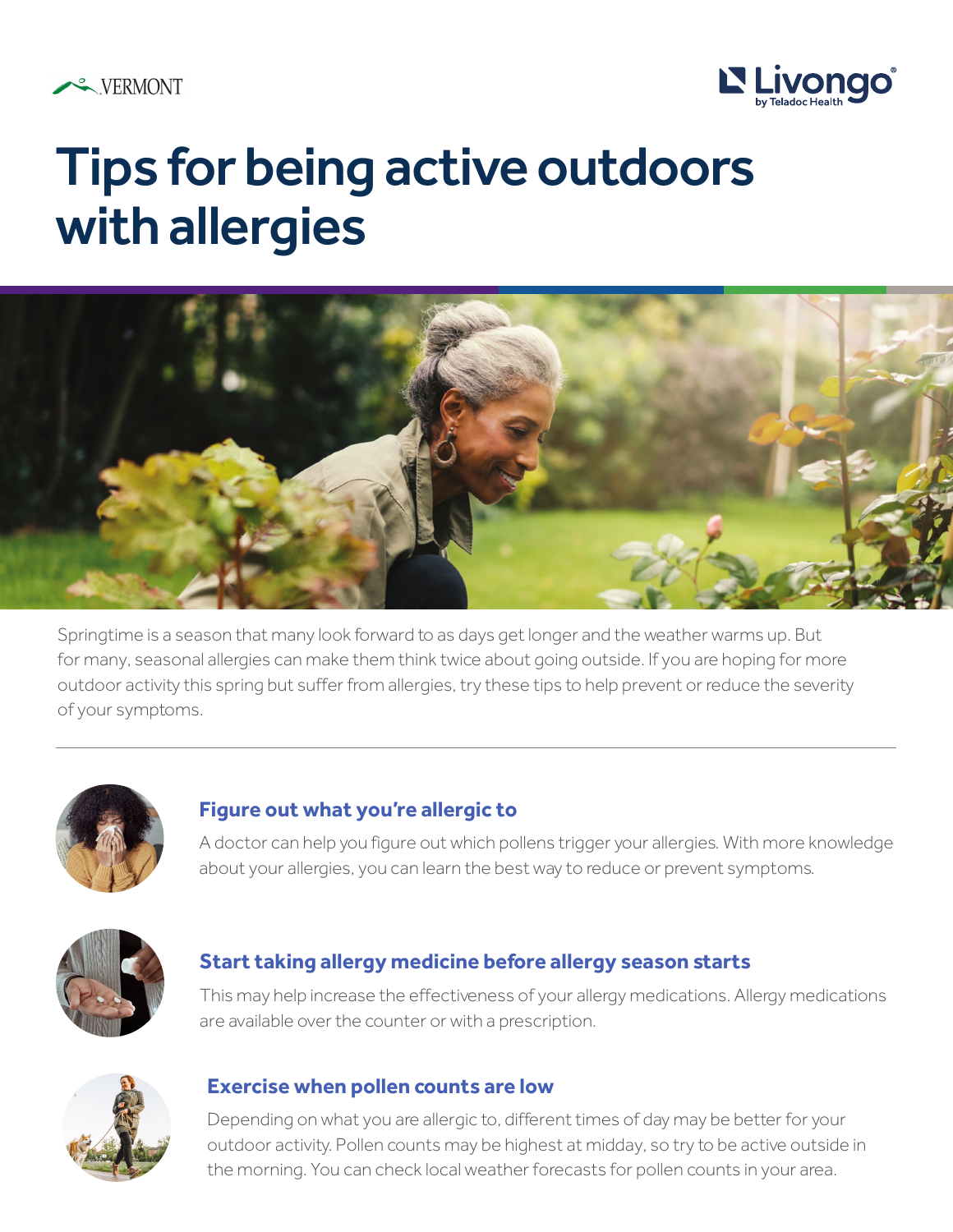# Tips for being active outdoors with allergies

Springtime is a season that many look forward to as days get longer and the weather warms up. But for many, seasonal allergies can make them think twice about going outside. If you are hoping for more outdoor activity this spring but suffer from allergies, try these tips to help prevent or reduce the severity of your symptoms.

---

### Figure out what you're allergic to

A doctor can help you figure out which pollens trigger your allergies. With more knowledge about your allergies, you can learn the best way to reduce or prevent symptoms.

### Start taking allergy medicine before allergy season starts

This may help increase the effectiveness of your allergy medications. Allergy medications are available over the counter or with a prescription.

### Exercise when pollen counts are low

Depending on what you are allergic to, different times of day may be better for your outdoor activity. Pollen counts may be highest at midday, so try to be active outside in the morning. You can check local weather forecasts for pollen counts in your area.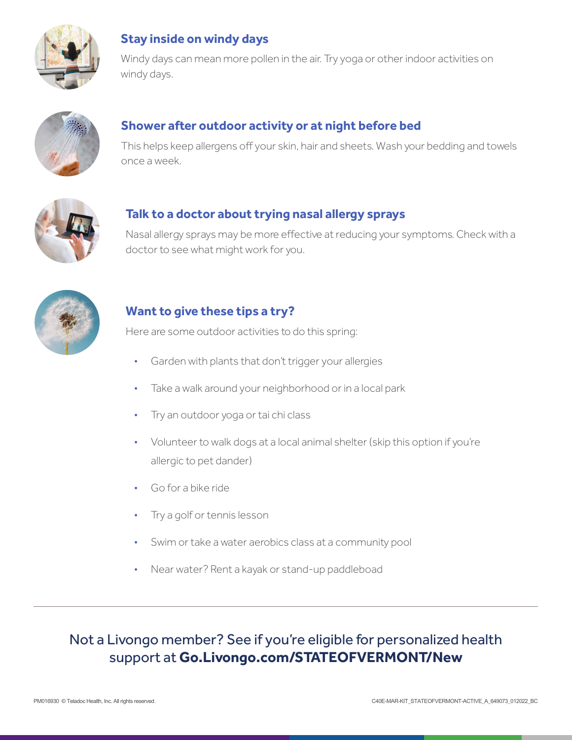### Stay inside on windy days

Windy days can mean more pollen in the air. Try yoga or other indoor activities on windy days.

### Shower after outdoor activity or at night before bed

This helps keep allergens off your skin, hair and sheets. Wash your bedding and towels once a week.

### Talk to a doctor about trying nasal allergy sprays

Nasal allergy sprays may be more effective at reducing your symptoms. Check with a doctor to see what might work for you.

### Want to give these tips a try?

Here are some outdoor activities to do this spring:

- Garden with plants that don't trigger your allergies
- Take a walk around your neighborhood or in a local park
- Try an outdoor yoga or tai chi class
- Volunteer to walk dogs at a local animal shelter (skip this option if you're allergic to pet dander)
- Go for a bike ride
- Try a golf or tennis lesson
- Swim or take a water aerobics class at a community pool
- Near water? Rent a kayak or stand-up paddleboad

---

Not a Livongo member? See if you're eligible for personalized health support at **Go.Livongo.com/STATEOFVERMONT/New**

PM016930 © Teladoc Health, Inc. All rights reserved.

C40E-MAR-KIT_STATEOFVERMONT-ACTIVE_A_649073_012022_BC